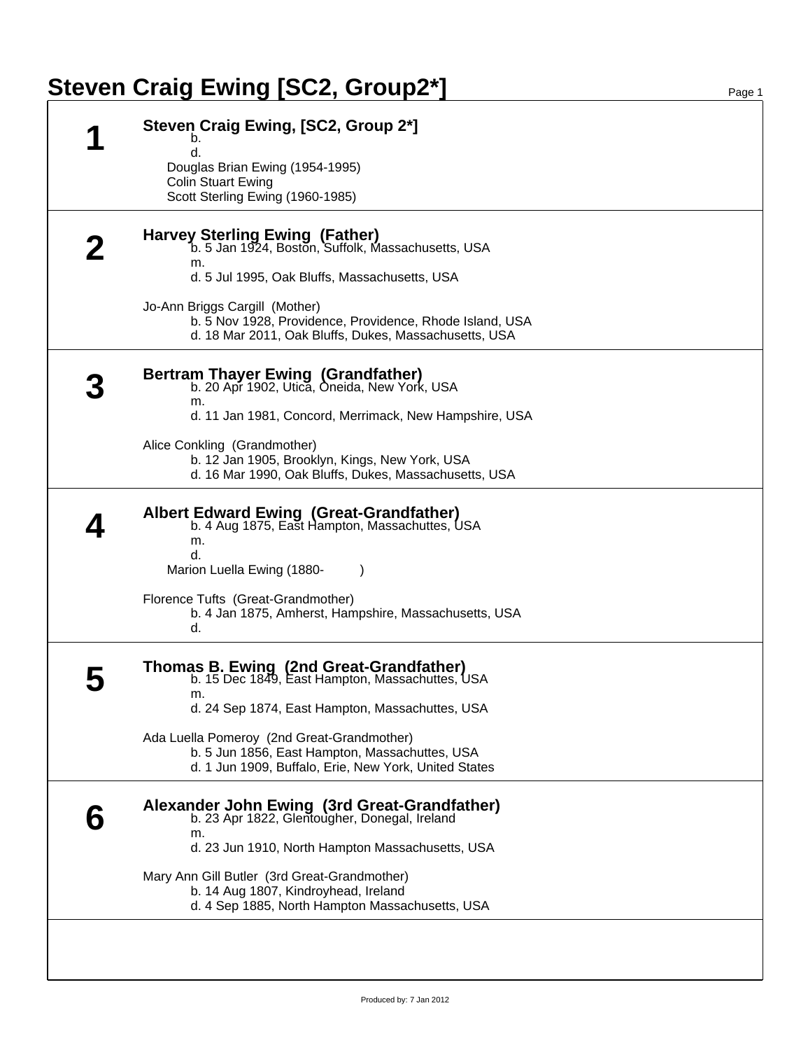# Steven Craig Ewing [SC2, Group2*]

## 1

**Steven Craig Ewing, [SC2, Group 2*]**

b.
d.

Douglas Brian Ewing (1954-1995)
Colin Stuart Ewing
Scott Sterling Ewing (1960-1985)

## 2

**Harvey Sterling Ewing (Father)**

b. 5 Jan 1924, Boston, Suffolk, Massachusetts, USA
m.
d. 5 Jul 1995, Oak Bluffs, Massachusetts, USA

Jo-Ann Briggs Cargill (Mother)

b. 5 Nov 1928, Providence, Providence, Rhode Island, USA
d. 18 Mar 2011, Oak Bluffs, Dukes, Massachusetts, USA

## 3

**Bertram Thayer Ewing (Grandfather)**

b. 20 Apr 1902, Utica, Oneida, New York, USA
m.
d. 11 Jan 1981, Concord, Merrimack, New Hampshire, USA

Alice Conkling (Grandmother)

b. 12 Jan 1905, Brooklyn, Kings, New York, USA
d. 16 Mar 1990, Oak Bluffs, Dukes, Massachusetts, USA

## 4

**Albert Edward Ewing (Great-Grandfather)**

b. 4 Aug 1875, East Hampton, Massachuttes, USA
m.
d.

Marion Luella Ewing (1880- )

Florence Tufts (Great-Grandmother)

b. 4 Jan 1875, Amherst, Hampshire, Massachusetts, USA
d.

## 5

**Thomas B. Ewing (2nd Great-Grandfather)**

b. 15 Dec 1849, East Hampton, Massachuttes, USA
m.
d. 24 Sep 1874, East Hampton, Massachuttes, USA

Ada Luella Pomeroy (2nd Great-Grandmother)

b. 5 Jun 1856, East Hampton, Massachuttes, USA
d. 1 Jun 1909, Buffalo, Erie, New York, United States

## 6

**Alexander John Ewing (3rd Great-Grandfather)**

b. 23 Apr 1822, Glentougher, Donegal, Ireland
m.
d. 23 Jun 1910, North Hampton Massachusetts, USA

Mary Ann Gill Butler (3rd Great-Grandmother)

b. 14 Aug 1807, Kindroyhead, Ireland
d. 4 Sep 1885, North Hampton Massachusetts, USA

Produced by: 7 Jan 2012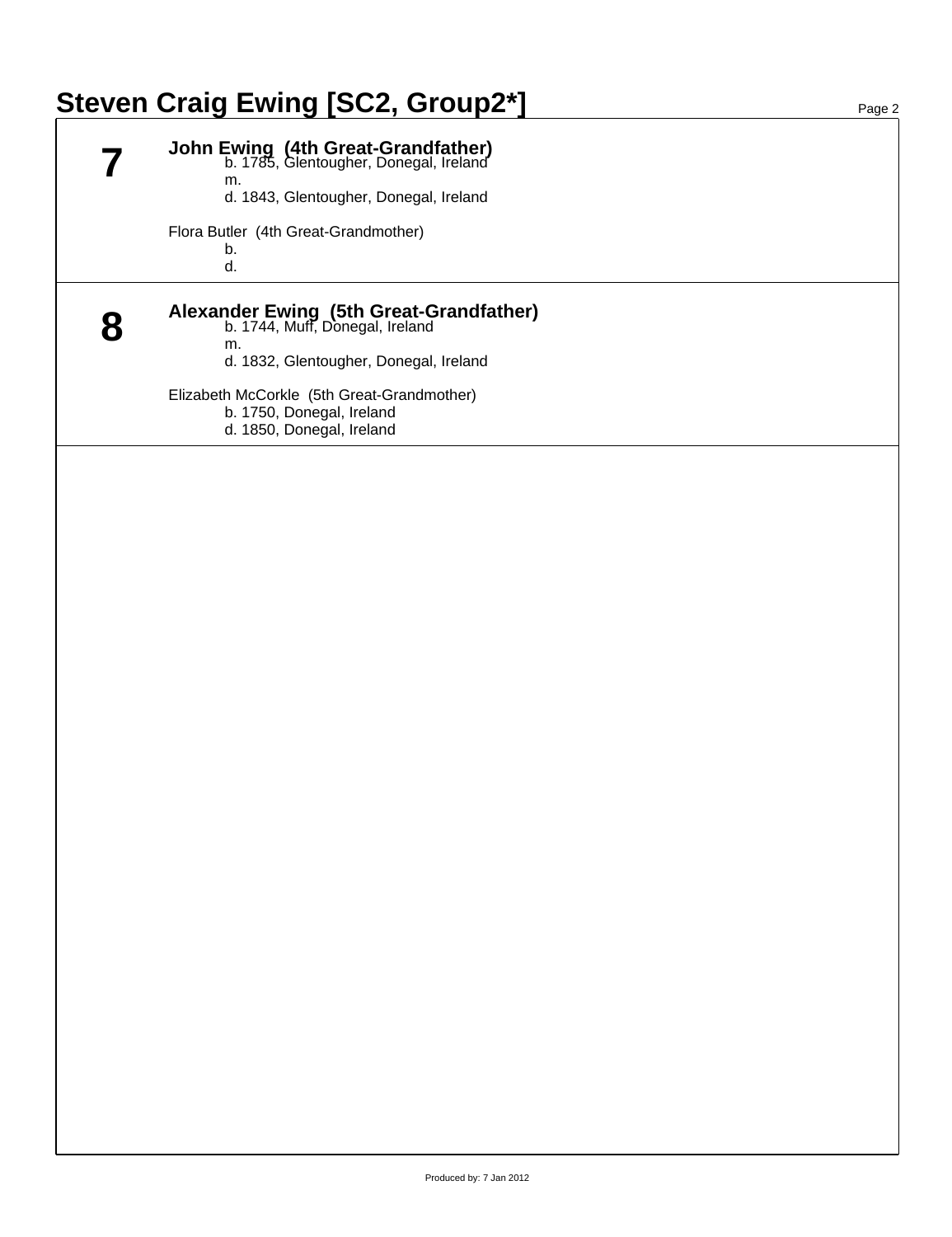## 7

**John Ewing (4th Great-Grandfather)**

b. 1785, Glentougher, Donegal, Ireland
m.
d. 1843, Glentougher, Donegal, Ireland

Flora Butler (4th Great-Grandmother)

b.
d.

## 8

**Alexander Ewing (5th Great-Grandfather)**

b. 1744, Muff, Donegal, Ireland
m.
d. 1832, Glentougher, Donegal, Ireland

Elizabeth McCorkle (5th Great-Grandmother)

b. 1750, Donegal, Ireland
d. 1850, Donegal, Ireland